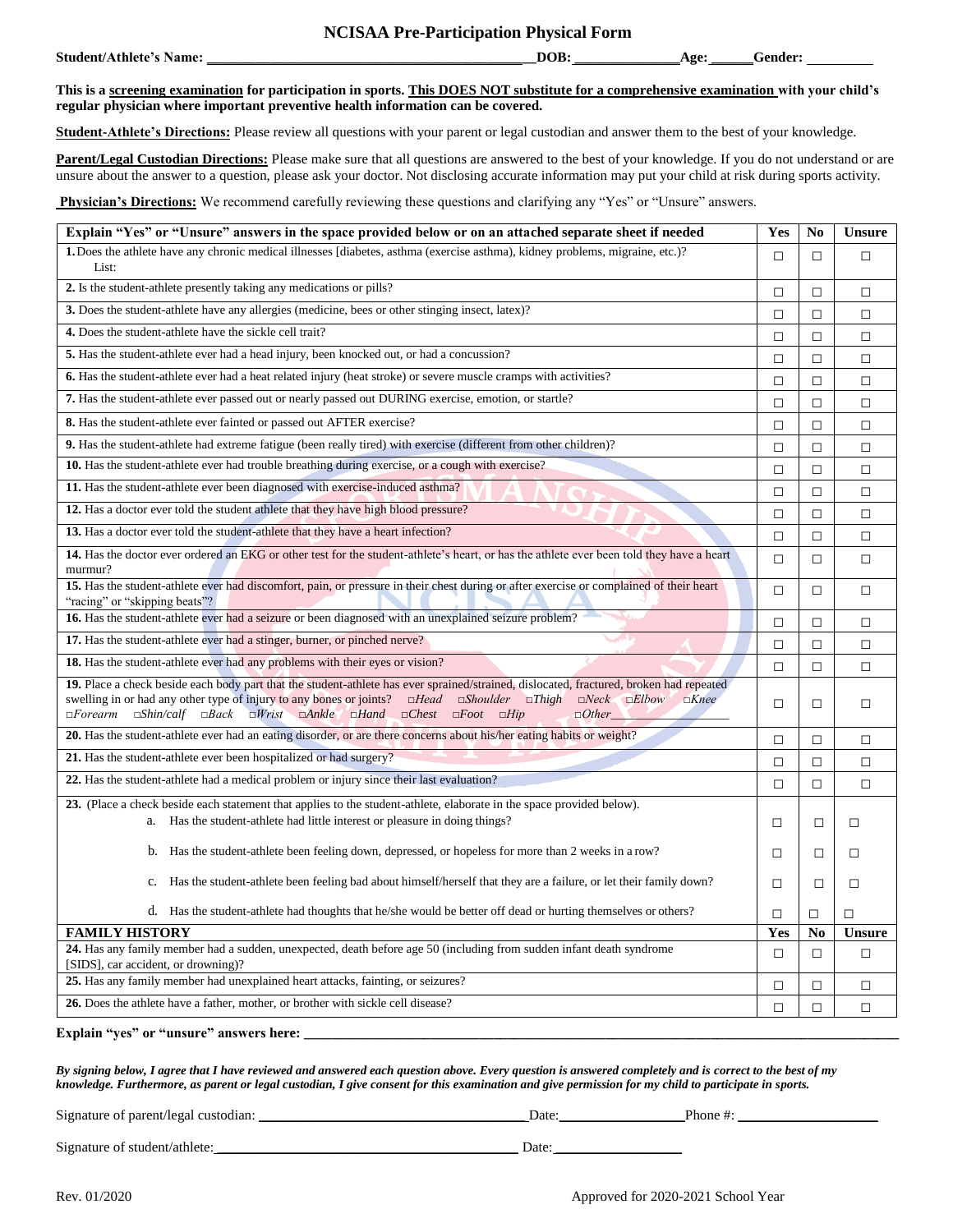# NCISAA Pre-Participation Physical Form

**Student/Athlete's Name:** ______________________________ **DOB:** ______________ **Age:** ______ **Gender:** __________

**This is a <u>screening examination</u> for participation in sports. <u>This DOES NOT substitute for a comprehensive examination</u> with your child's regular physician where important preventive health information can be covered.**

**<u>Student-Athlete's Directions:</u>** Please review all questions with your parent or legal custodian and answer them to the best of your knowledge.

**<u>Parent/Legal Custodian Directions:</u>** Please make sure that all questions are answered to the best of your knowledge. If you do not understand or are unsure about the answer to a question, please ask your doctor. Not disclosing accurate information may put your child at risk during sports activity.

**<u>Physician's Directions:</u>** We recommend carefully reviewing these questions and clarifying any "Yes" or "Unsure" answers.

| **Explain "Yes" or "Unsure" answers in the space provided below or on an attached separate sheet if needed** | **Yes** | **No** | **Unsure** |
|---|---|---|---|
| **1.** Does the athlete have any chronic medical illnesses [diabetes, asthma (exercise asthma), kidney problems, migraine, etc.)? List: | □ | □ | □ |
| **2.** Is the student-athlete presently taking any medications or pills? | □ | □ | □ |
| **3.** Does the student-athlete have any allergies (medicine, bees or other stinging insect, latex)? | □ | □ | □ |
| **4.** Does the student-athlete have the sickle cell trait? | □ | □ | □ |
| **5.** Has the student-athlete ever had a head injury, been knocked out, or had a concussion? | □ | □ | □ |
| **6.** Has the student-athlete ever had a heat related injury (heat stroke) or severe muscle cramps with activities? | □ | □ | □ |
| **7.** Has the student-athlete ever passed out or nearly passed out DURING exercise, emotion, or startle? | □ | □ | □ |
| **8.** Has the student-athlete ever fainted or passed out AFTER exercise? | □ | □ | □ |
| **9.** Has the student-athlete had extreme fatigue (been really tired) with exercise (different from other children)? | □ | □ | □ |
| **10.** Has the student-athlete ever had trouble breathing during exercise, or a cough with exercise? | □ | □ | □ |
| **11.** Has the student-athlete ever been diagnosed with exercise-induced asthma? | □ | □ | □ |
| **12.** Has a doctor ever told the student athlete that they have high blood pressure? | □ | □ | □ |
| **13.** Has a doctor ever told the student-athlete that they have a heart infection? | □ | □ | □ |
| **14.** Has the doctor ever ordered an EKG or other test for the student-athlete's heart, or has the athlete ever been told they have a heart murmur? | □ | □ | □ |
| **15.** Has the student-athlete ever had discomfort, pain, or pressure in their chest during or after exercise or complained of their heart "racing" or "skipping beats"? | □ | □ | □ |
| **16.** Has the student-athlete ever had a seizure or been diagnosed with an unexplained seizure problem? | □ | □ | □ |
| **17.** Has the student-athlete ever had a stinger, burner, or pinched nerve? | □ | □ | □ |
| **18.** Has the student-athlete ever had any problems with their eyes or vision? | □ | □ | □ |
| **19.** Place a check beside each body part that the student-athlete has ever sprained/strained, dislocated, fractured, broken had repeated swelling in or had any other type of injury to any bones or joints? □*Head* □*Shoulder* □*Thigh* □*Neck* □*Elbow* □*Knee* □*Forearm* □*Shin/calf* □*Back* □*Wrist* □*Ankle* □*Hand* □*Chest* □*Foot* □*Hip* □*Other*__________ | □ | □ | □ |
| **20.** Has the student-athlete ever had an eating disorder, or are there concerns about his/her eating habits or weight? | □ | □ | □ |
| **21.** Has the student-athlete ever been hospitalized or had surgery? | □ | □ | □ |
| **22.** Has the student-athlete had a medical problem or injury since their last evaluation? | □ | □ | □ |
| **23.** (Place a check beside each statement that applies to the student-athlete, elaborate in the space provided below). a. Has the student-athlete had little interest or pleasure in doing things? | □ | □ | □ |
| b. Has the student-athlete been feeling down, depressed, or hopeless for more than 2 weeks in a row? | □ | □ | □ |
| c. Has the student-athlete been feeling bad about himself/herself that they are a failure, or let their family down? | □ | □ | □ |
| d. Has the student-athlete had thoughts that he/she would be better off dead or hurting themselves or others? | □ | □ | □ |
| **FAMILY HISTORY** | **Yes** | **No** | **Unsure** |
| **24.** Has any family member had a sudden, unexpected, death before age 50 (including from sudden infant death syndrome [SIDS], car accident, or drowning)? | □ | □ | □ |
| **25.** Has any family member had unexplained heart attacks, fainting, or seizures? | □ | □ | □ |
| **26.** Does the athlete have a father, mother, or brother with sickle cell disease? | □ | □ | □ |

**Explain "yes" or "unsure" answers here:** ____________________________________________

***By signing below, I agree that I have reviewed and answered each question above. Every question is answered completely and is correct to the best of my knowledge. Furthermore, as parent or legal custodian, I give consent for this examination and give permission for my child to participate in sports.***

Signature of parent/legal custodian: ______________________ Date: ______________ Phone #: ______________

Signature of student/athlete: ______________________ Date: ______________

Rev. 01/2020 Approved for 2020-2021 School Year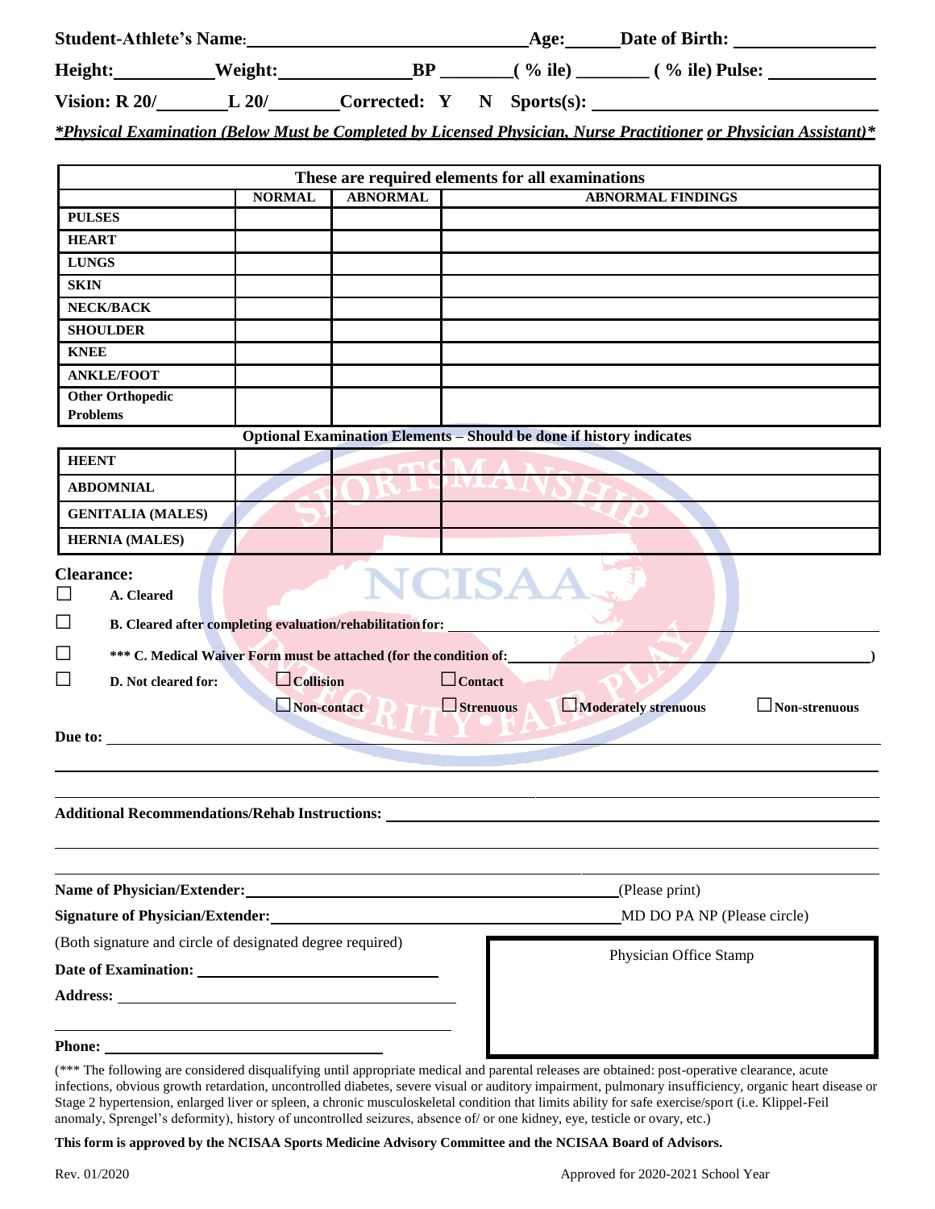**Student-Athlete's Name:** ______________________________ **Age:** ______ **Date of Birth:** _______________

**Height:** __________ **Weight:** ______________ **BP** ________ ( % ile) ________ ( % ile) **Pulse:** ___________

**Vision: R 20/** ________ **L 20/** ________ **Corrected: Y N Sports(s):** ______________________________

***Physical Examination (Below Must be Completed by Licensed Physician, Nurse Practitioner or Physician Assistant)***

| These are required elements for all examinations | | | |
|---|---|---|---|
| | **NORMAL** | **ABNORMAL** | **ABNORMAL FINDINGS** |
| **PULSES** | | | |
| **HEART** | | | |
| **LUNGS** | | | |
| **SKIN** | | | |
| **NECK/BACK** | | | |
| **SHOULDER** | | | |
| **KNEE** | | | |
| **ANKLE/FOOT** | | | |
| **Other Orthopedic Problems** | | | |

**Optional Examination Elements – Should be done if history indicates**

| | | | |
|---|---|---|---|
| **HEENT** | | | |
| **ABDOMNIAL** | | | |
| **GENITALIA (MALES)** | | | |
| **HERNIA (MALES)** | | | |

**Clearance:**

☐ **A. Cleared**

☐ **B. Cleared after completing evaluation/rehabilitation for:** ______________________________

☐ **\*\*\* C. Medical Waiver Form must be attached (for the condition of:** ______________________________ **)**

☐ **D. Not cleared for:** ☐ **Collision** ☐ **Contact**
☐ **Non-contact** ☐ **Strenuous** ☐ **Moderately strenuous** ☐ **Non-strenuous**

**Due to:** ______________________________

______________________________

______________________________

**Additional Recommendations/Rehab Instructions:** ______________________________

______________________________

______________________________

**Name of Physician/Extender:** ______________________________ (Please print)

**Signature of Physician/Extender:** ______________________________ MD DO PA NP (Please circle)

(Both signature and circle of designated degree required)

**Date of Examination:** ______________________________

**Address:** ______________________________

______________________________

**Phone:** ______________________________

Physician Office Stamp

(\*\*\* The following are considered disqualifying until appropriate medical and parental releases are obtained: post-operative clearance, acute infections, obvious growth retardation, uncontrolled diabetes, severe visual or auditory impairment, pulmonary insufficiency, organic heart disease or Stage 2 hypertension, enlarged liver or spleen, a chronic musculoskeletal condition that limits ability for safe exercise/sport (i.e. Klippel-Feil anomaly, Sprengel's deformity), history of uncontrolled seizures, absence of/ or one kidney, eye, testicle or ovary, etc.)

**This form is approved by the NCISAA Sports Medicine Advisory Committee and the NCISAA Board of Advisors.**

Rev. 01/2020 Approved for 2020-2021 School Year